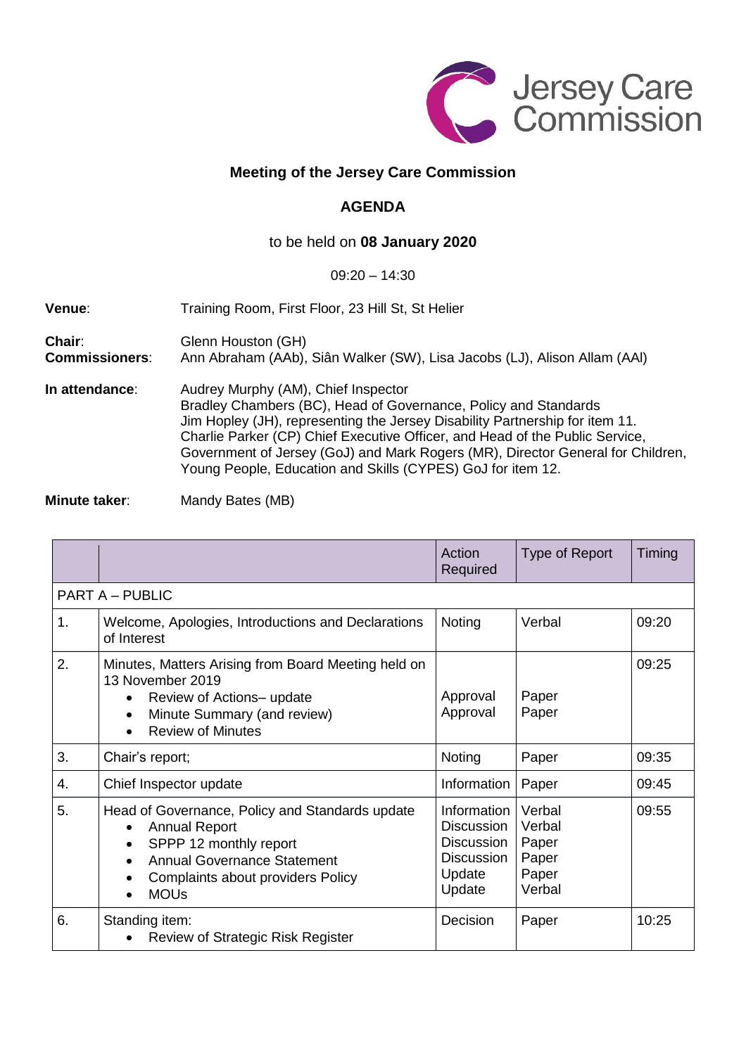Jersey Care Commission

# Meeting of the Jersey Care Commission

## AGENDA

to be held on **08 January 2020**

09:20 – 14:30

**Venue**: Training Room, First Floor, 23 Hill St, St Helier

**Chair**: Glenn Houston (GH)
**Commissioners**: Ann Abraham (AAb), Siân Walker (SW), Lisa Jacobs (LJ), Alison Allam (AAl)

**In attendance**: Audrey Murphy (AM), Chief Inspector
Bradley Chambers (BC), Head of Governance, Policy and Standards
Jim Hopley (JH), representing the Jersey Disability Partnership for item 11.
Charlie Parker (CP) Chief Executive Officer, and Head of the Public Service, Government of Jersey (GoJ) and Mark Rogers (MR), Director General for Children, Young People, Education and Skills (CYPES) GoJ for item 12.

**Minute taker**: Mandy Bates (MB)

| | | Action Required | Type of Report | Timing |
|---|---|---|---|---|
| PART A – PUBLIC | | | | |
| 1. | Welcome, Apologies, Introductions and Declarations of Interest | Noting | Verbal | 09:20 |
| 2. | Minutes, Matters Arising from Board Meeting held on 13 November 2019<br>• Review of Actions– update<br>• Minute Summary (and review)<br>• Review of Minutes | Approval<br>Approval | Paper<br>Paper | 09:25 |
| 3. | Chair's report; | Noting | Paper | 09:35 |
| 4. | Chief Inspector update | Information | Paper | 09:45 |
| 5. | Head of Governance, Policy and Standards update<br>• Annual Report<br>• SPPP 12 monthly report<br>• Annual Governance Statement<br>• Complaints about providers Policy<br>• MOUs | Information<br>Discussion<br>Discussion<br>Discussion<br>Update<br>Update | Verbal<br>Verbal<br>Paper<br>Paper<br>Paper<br>Verbal | 09:55 |
| 6. | Standing item:<br>• Review of Strategic Risk Register | Decision | Paper | 10:25 |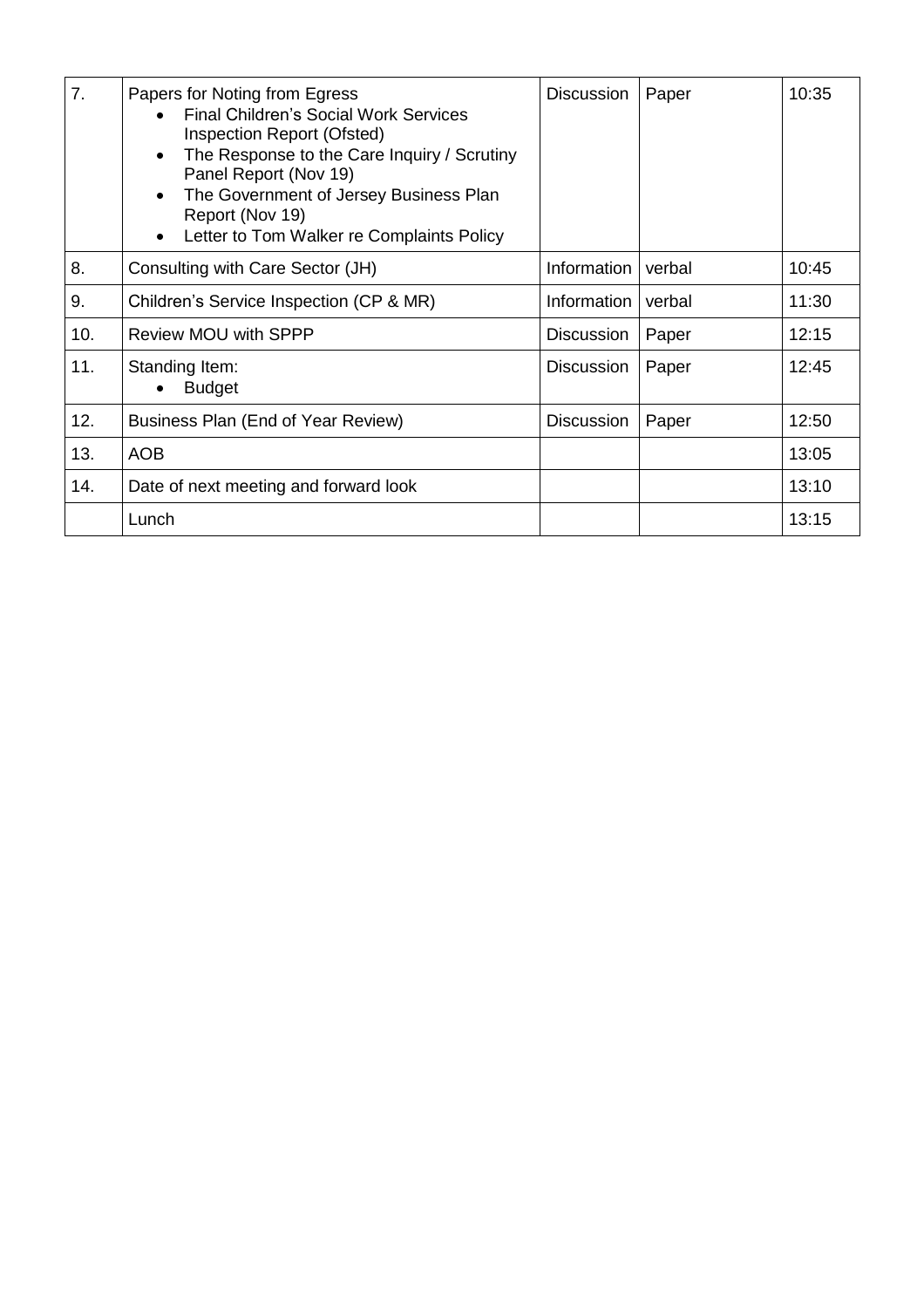| | | | | |
|---|---|---|---|---|
| 7. | Papers for Noting from Egress<br>• Final Children's Social Work Services Inspection Report (Ofsted)<br>• The Response to the Care Inquiry / Scrutiny Panel Report (Nov 19)<br>• The Government of Jersey Business Plan Report (Nov 19)<br>• Letter to Tom Walker re Complaints Policy | Discussion | Paper | 10:35 |
| 8. | Consulting with Care Sector (JH) | Information | verbal | 10:45 |
| 9. | Children's Service Inspection (CP & MR) | Information | verbal | 11:30 |
| 10. | Review MOU with SPPP | Discussion | Paper | 12:15 |
| 11. | Standing Item:<br>• Budget | Discussion | Paper | 12:45 |
| 12. | Business Plan (End of Year Review) | Discussion | Paper | 12:50 |
| 13. | AOB | | | 13:05 |
| 14. | Date of next meeting and forward look | | | 13:10 |
| | Lunch | | | 13:15 |